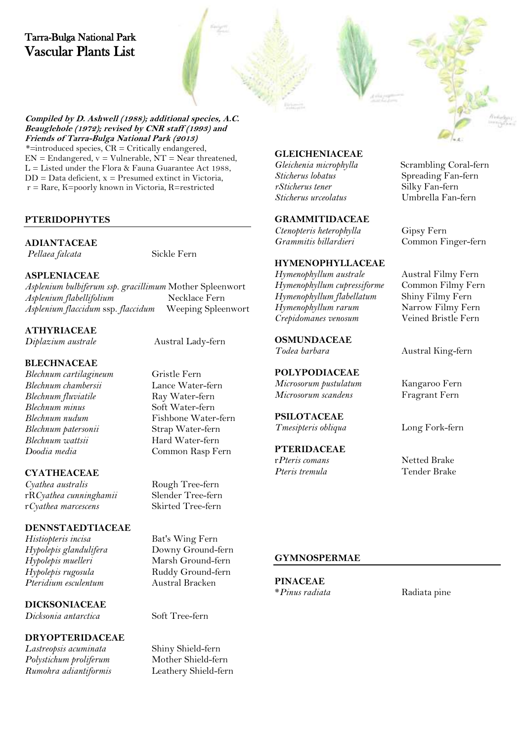# Tarra-Bulga National Park
# Vascular Plants List

***Compiled by D. Ashwell (1988); additional species, A.C. Beauglehole (1972); revised by CNR staff (1993) and Friends of Tarra-Bulga National Park (2013)***

*=introduced species, CR = Critically endangered,
EN = Endangered, v = Vulnerable, NT = Near threatened,
L = Listed under the Flora & Fauna Guarantee Act 1988,
DD = Data deficient, x = Presumed extinct in Victoria,
r = Rare, K=poorly known in Victoria, R=restricted

## PTERIDOPHYTES

### ADIANTACEAE

| | |
|---|---|
| *Pellaea falcata* | Sickle Fern |

### ASPLENIACEAE

| | |
|---|---|
| *Asplenium bulbiferum ssp. gracillimum* | Mother Spleenwort |
| *Asplenium flabellifolium* | Necklace Fern |
| *Asplenium flaccidum* ssp. *flaccidum* | Weeping Spleenwort |

### ATHYRIACEAE

| | |
|---|---|
| *Diplazium australe* | Austral Lady-fern |

### BLECHNACEAE

| | |
|---|---|
| *Blechnum cartilagineum* | Gristle Fern |
| *Blechnum chambersii* | Lance Water-fern |
| *Blechnum fluviatile* | Ray Water-fern |
| *Blechnum minus* | Soft Water-fern |
| *Blechnum nudum* | Fishbone Water-fern |
| *Blechnum patersonii* | Strap Water-fern |
| *Blechnum wattsii* | Hard Water-fern |
| *Doodia media* | Common Rasp Fern |

### CYATHEACEAE

| | |
|---|---|
| *Cyathea australis* | Rough Tree-fern |
| rR*Cyathea cunninghamii* | Slender Tree-fern |
| r*Cyathea marcescens* | Skirted Tree-fern |

### DENNSTAEDTIACEAE

| | |
|---|---|
| *Histiopteris incisa* | Bat's Wing Fern |
| *Hypolepis glandulifera* | Downy Ground-fern |
| *Hypolepis muelleri* | Marsh Ground-fern |
| *Hypolepis rugosula* | Ruddy Ground-fern |
| *Pteridium esculentum* | Austral Bracken |

### DICKSONIACEAE

| | |
|---|---|
| *Dicksonia antarctica* | Soft Tree-fern |

### DRYOPTERIDACEAE

| | |
|---|---|
| *Lastreopsis acuminata* | Shiny Shield-fern |
| *Polystichum proliferum* | Mother Shield-fern |
| *Rumohra adiantiformis* | Leathery Shield-fern |

### GLEICHENIACEAE

| | |
|---|---|
| *Gleichenia microphylla* | Scrambling Coral-fern |
| *Sticherus lobatus* | Spreading Fan-fern |
| r*Sticherus tener* | Silky Fan-fern |
| *Sticherus urceolatus* | Umbrella Fan-fern |

### GRAMMITIDACEAE

| | |
|---|---|
| *Ctenopteris heterophylla* | Gipsy Fern |
| *Grammitis billardieri* | Common Finger-fern |

### HYMENOPHYLLACEAE

| | |
|---|---|
| *Hymenophyllum australe* | Austral Filmy Fern |
| *Hymenophyllum cupressiforme* | Common Filmy Fern |
| *Hymenophyllum flabellatum* | Shiny Filmy Fern |
| *Hymenophyllum rarum* | Narrow Filmy Fern |
| *Crepidomanes venosum* | Veined Bristle Fern |

### OSMUNDACEAE

| | |
|---|---|
| *Todea barbara* | Austral King-fern |

### POLYPODIACEAE

| | |
|---|---|
| *Microsorum pustulatum* | Kangaroo Fern |
| *Microsorum scandens* | Fragrant Fern |

### PSILOTACEAE

| | |
|---|---|
| *Tmesipteris obliqua* | Long Fork-fern |

### PTERIDACEAE

| | |
|---|---|
| r*Pteris comans* | Netted Brake |
| *Pteris tremula* | Tender Brake |

## GYMNOSPERMAE

### PINACEAE

| | |
|---|---|
| **Pinus radiata* | Radiata pine |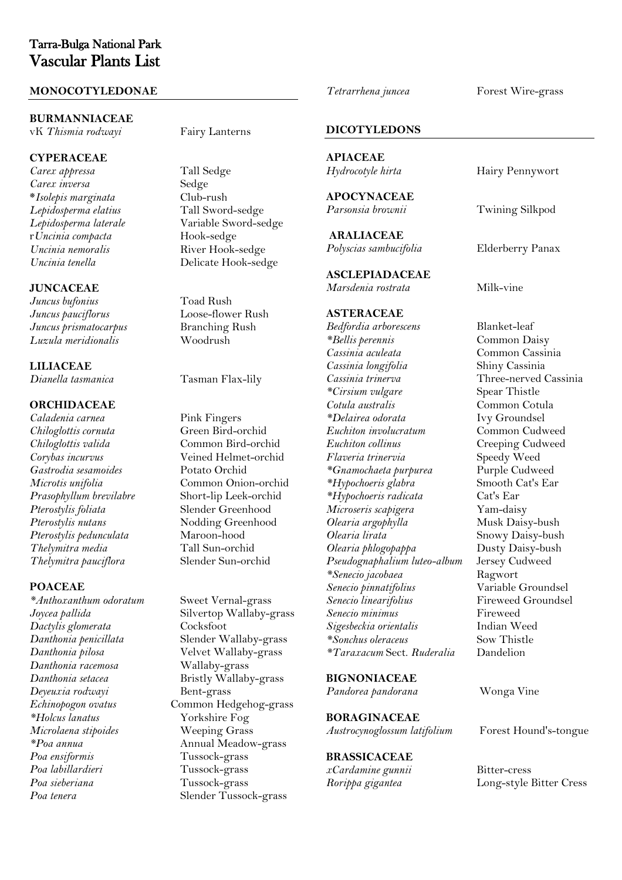# Tarra-Bulga National Park
# Vascular Plants List

## MONOCOTYLEDONAE

### BURMANNIACEAE

vK *Thismia rodwayi* — Fairy Lanterns

### CYPERACEAE

*Carex appressa* — Tall Sedge
*Carex inversa* — Sedge
**Isolepis marginata* — Club-rush
*Lepidosperma elatius* — Tall Sword-sedge
*Lepidosperma laterale* — Variable Sword-sedge
r*Uncinia compacta* — Hook-sedge
*Uncinia nemoralis* — River Hook-sedge
*Uncinia tenella* — Delicate Hook-sedge

### JUNCACEAE

*Juncus bufonius* — Toad Rush
*Juncus pauciflorus* — Loose-flower Rush
*Juncus prismatocarpus* — Branching Rush
*Luzula meridionalis* — Woodrush

### LILIACEAE

*Dianella tasmanica* — Tasman Flax-lily

### ORCHIDACEAE

*Caladenia carnea* — Pink Fingers
*Chiloglottis cornuta* — Green Bird-orchid
*Chiloglottis valida* — Common Bird-orchid
*Corybas incurvus* — Veined Helmet-orchid
*Gastrodia sesamoides* — Potato Orchid
*Microtis unifolia* — Common Onion-orchid
*Prasophyllum brevilabre* — Short-lip Leek-orchid
*Pterostylis foliata* — Slender Greenhood
*Pterostylis nutans* — Nodding Greenhood
*Pterostylis pedunculata* — Maroon-hood
*Thelymitra media* — Tall Sun-orchid
*Thelymitra pauciflora* — Slender Sun-orchid

### POACEAE

**Anthoxanthum odoratum* — Sweet Vernal-grass
*Joycea pallida* — Silvertop Wallaby-grass
*Dactylis glomerata* — Cocksfoot
*Danthonia penicillata* — Slender Wallaby-grass
*Danthonia pilosa* — Velvet Wallaby-grass
*Danthonia racemosa* — Wallaby-grass
*Danthonia setacea* — Bristly Wallaby-grass
*Deyeuxia rodwayi* — Bent-grass
*Echinopogon ovatus* — Common Hedgehog-grass
**Holcus lanatus* — Yorkshire Fog
*Microlaena stipoides* — Weeping Grass
**Poa annua* — Annual Meadow-grass
*Poa ensiformis* — Tussock-grass
*Poa labillardieri* — Tussock-grass
*Poa sieberiana* — Tussock-grass
*Poa tenera* — Slender Tussock-grass
*Tetrarrhena juncea* — Forest Wire-grass

## DICOTYLEDONS

### APIACEAE

*Hydrocotyle hirta* — Hairy Pennywort

### APOCYNACEAE

*Parsonsia brownii* — Twining Silkpod

### ARALIACEAE

*Polyscias sambucifolia* — Elderberry Panax

### ASCLEPIADACEAE

*Marsdenia rostrata* — Milk-vine

### ASTERACEAE

*Bedfordia arborescens* — Blanket-leaf
**Bellis perennis* — Common Daisy
*Cassinia aculeata* — Common Cassinia
*Cassinia longifolia* — Shiny Cassinia
*Cassinia trinerva* — Three-nerved Cassinia
**Cirsium vulgare* — Spear Thistle
*Cotula australis* — Common Cotula
**Delairea odorata* — Ivy Groundsel
*Euchiton involucratum* — Common Cudweed
*Euchiton collinus* — Creeping Cudweed
*Flaveria trinervia* — Speedy Weed
**Gnamochaeta purpurea* — Purple Cudweed
**Hypochoeris glabra* — Smooth Cat's Ear
**Hypochoeris radicata* — Cat's Ear
*Microseris scapigera* — Yam-daisy
*Olearia argophylla* — Musk Daisy-bush
*Olearia lirata* — Snowy Daisy-bush
*Olearia phlogopappa* — Dusty Daisy-bush
*Pseudognaphalium luteo-album* — Jersey Cudweed
**Senecio jacobaea* — Ragwort
*Senecio pinnatifolius* — Variable Groundsel
*Senecio linearifolius* — Fireweed Groundsel
*Senecio minimus* — Fireweed
*Sigesbeckia orientalis* — Indian Weed
**Sonchus oleraceus* — Sow Thistle
**Taraxacum* Sect. *Ruderalia* — Dandelion

### BIGNONIACEAE

*Pandorea pandorana* — Wonga Vine

### BORAGINACEAE

*Austrocynoglossum latifolium* — Forest Hound's-tongue

### BRASSICACEAE

x*Cardamine gunnii* — Bitter-cress
*Rorippa gigantea* — Long-style Bitter Cress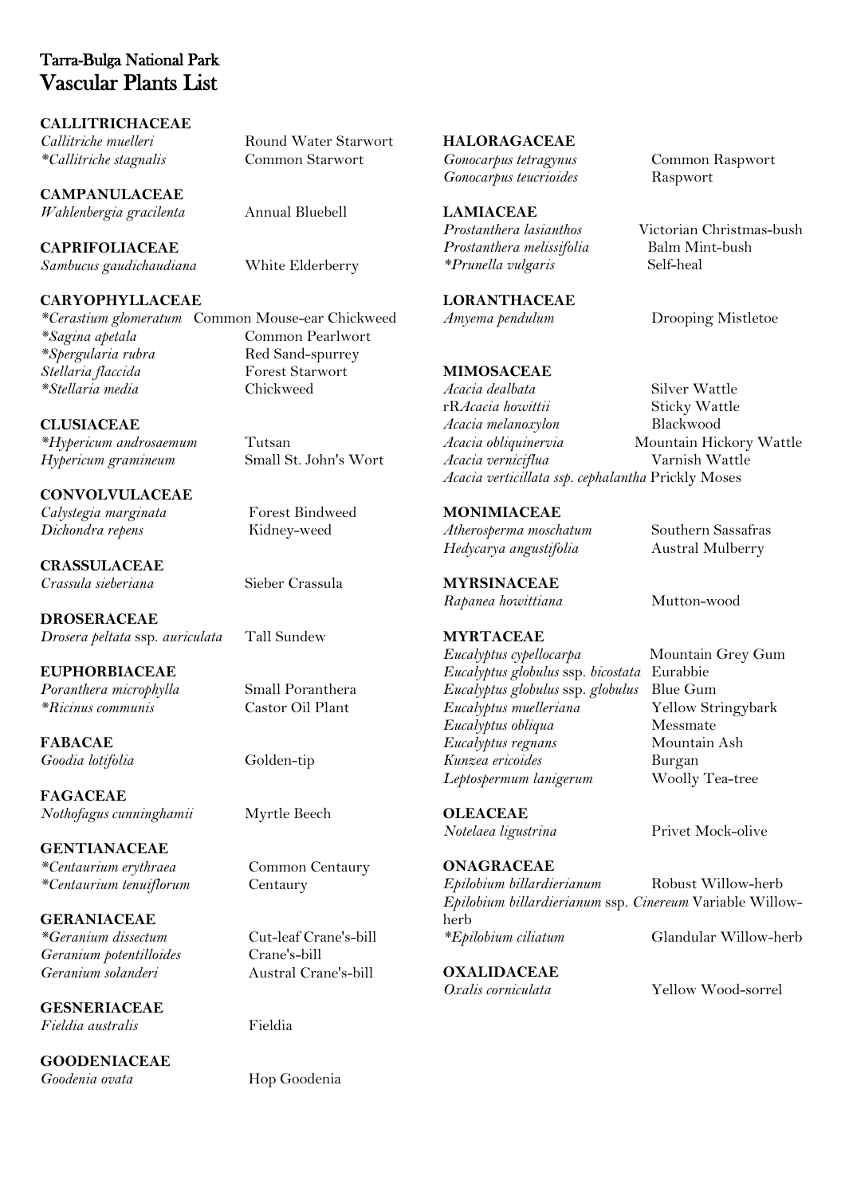# Tarra-Bulga National Park
# Vascular Plants List

**CALLITRICHACEAE**
*Callitriche muelleri* Round Water Starwort
**Callitriche stagnalis* Common Starwort

**CAMPANULACEAE**
*Wahlenbergia gracilenta* Annual Bluebell

**CAPRIFOLIACEAE**
*Sambucus gaudichaudiana* White Elderberry

**CARYOPHYLLACEAE**
**Cerastium glomeratum* Common Mouse-ear Chickweed
**Sagina apetala* Common Pearlwort
**Spergularia rubra* Red Sand-spurrey
*Stellaria flaccida* Forest Starwort
**Stellaria media* Chickweed

**CLUSIACEAE**
**Hypericum androsaemum* Tutsan
*Hypericum gramineum* Small St. John's Wort

**CONVOLVULACEAE**
*Calystegia marginata* Forest Bindweed
*Dichondra repens* Kidney-weed

**CRASSULACEAE**
*Crassula sieberiana* Sieber Crassula

**DROSERACEAE**
*Drosera peltata* ssp. *auriculata* Tall Sundew

**EUPHORBIACEAE**
*Poranthera microphylla* Small Poranthera
**Ricinus communis* Castor Oil Plant

**FABACAE**
*Goodia lotifolia* Golden-tip

**FAGACEAE**
*Nothofagus cunninghamii* Myrtle Beech

**GENTIANACEAE**
**Centaurium erythraea* Common Centaury
**Centaurium tenuiflorum* Centaury

**GERANIACEAE**
**Geranium dissectum* Cut-leaf Crane's-bill
*Geranium potentilloides* Crane's-bill
*Geranium solanderi* Austral Crane's-bill

**GESNERIACEAE**
*Fieldia australis* Fieldia

**GOODENIACEAE**
*Goodenia ovata* Hop Goodenia

**HALORAGACEAE**
*Gonocarpus tetragynus* Common Raspwort
*Gonocarpus teucrioides* Raspwort

**LAMIACEAE**
*Prostanthera lasianthos* Victorian Christmas-bush
*Prostanthera melissifolia* Balm Mint-bush
**Prunella vulgaris* Self-heal

**LORANTHACEAE**
*Amyema pendulum* Drooping Mistletoe

**MIMOSACEAE**
*Acacia dealbata* Silver Wattle
rR*Acacia howittii* Sticky Wattle
*Acacia melanoxylon* Blackwood
*Acacia obliquinervia* Mountain Hickory Wattle
*Acacia verniciflua* Varnish Wattle
*Acacia verticillata ssp. cephalantha* Prickly Moses

**MONIMIACEAE**
*Atherosperma moschatum* Southern Sassafras
*Hedycarya angustifolia* Austral Mulberry

**MYRSINACEAE**
*Rapanea howittiana* Mutton-wood

**MYRTACEAE**
*Eucalyptus cypellocarpa* Mountain Grey Gum
*Eucalyptus globulus* ssp. *bicostata* Eurabbie
*Eucalyptus globulus* ssp. *globulus* Blue Gum
*Eucalyptus muelleriana* Yellow Stringybark
*Eucalyptus obliqua* Messmate
*Eucalyptus regnans* Mountain Ash
*Kunzea ericoides* Burgan
*Leptospermum lanigerum* Woolly Tea-tree

**OLEACEAE**
*Notelaea ligustrina* Privet Mock-olive

**ONAGRACEAE**
*Epilobium billardierianum* Robust Willow-herb
*Epilobium billardierianum* ssp. *Cinereum* Variable Willow-herb
**Epilobium ciliatum* Glandular Willow-herb

**OXALIDACEAE**
*Oxalis corniculata* Yellow Wood-sorrel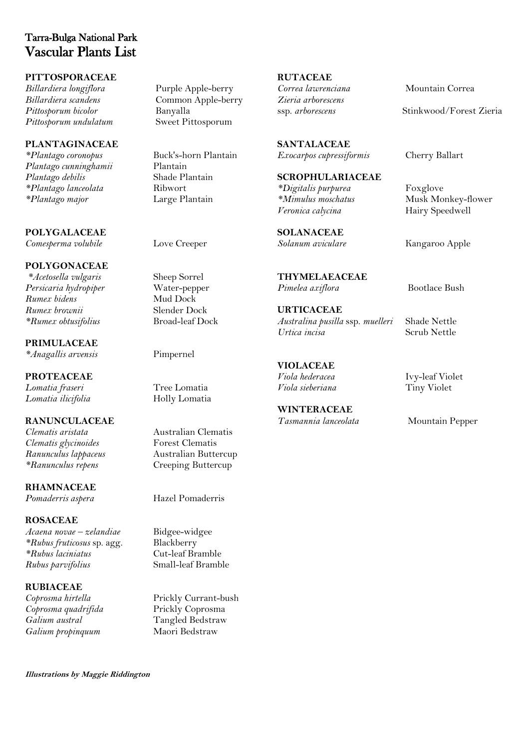# Tarra-Bulga National Park
## Vascular Plants List

**PITTOSPORACEAE**

| | |
|---|---|
| *Billardiera longiflora* | Purple Apple-berry |
| *Billardiera scandens* | Common Apple-berry |
| *Pittosporum bicolor* | Banyalla |
| *Pittosporum undulatum* | Sweet Pittosporum |

**PLANTAGINACEAE**

| | |
|---|---|
| **Plantago coronopus* | Buck's-horn Plantain |
| *Plantago cunninghamii* | Plantain |
| *Plantago debilis* | Shade Plantain |
| **Plantago lanceolata* | Ribwort |
| **Plantago major* | Large Plantain |

**POLYGALACEAE**

| | |
|---|---|
| *Comesperma volubile* | Love Creeper |

**POLYGONACEAE**

| | |
|---|---|
| **Acetosella vulgaris* | Sheep Sorrel |
| *Persicaria hydropiper* | Water-pepper |
| *Rumex bidens* | Mud Dock |
| *Rumex brownii* | Slender Dock |
| **Rumex obtusifolius* | Broad-leaf Dock |

**PRIMULACEAE**

| | |
|---|---|
| **Anagallis arvensis* | Pimpernel |

**PROTEACEAE**

| | |
|---|---|
| *Lomatia fraseri* | Tree Lomatia |
| *Lomatia ilicifolia* | Holly Lomatia |

**RANUNCULACEAE**

| | |
|---|---|
| *Clematis aristata* | Australian Clematis |
| *Clematis glycinoides* | Forest Clematis |
| *Ranunculus lappaceus* | Australian Buttercup |
| **Ranunculus repens* | Creeping Buttercup |

**RHAMNACEAE**

| | |
|---|---|
| *Pomaderris aspera* | Hazel Pomaderris |

**ROSACEAE**

| | |
|---|---|
| *Acaena novae – zelandiae* | Bidgee-widgee |
| **Rubus fruticosus* sp. agg. | Blackberry |
| **Rubus laciniatus* | Cut-leaf Bramble |
| *Rubus parvifolius* | Small-leaf Bramble |

**RUBIACEAE**

| | |
|---|---|
| *Coprosma hirtella* | Prickly Currant-bush |
| *Coprosma quadrifida* | Prickly Coprosma |
| *Galium austral* | Tangled Bedstraw |
| *Galium propinquum* | Maori Bedstraw |

**RUTACEAE**

| | |
|---|---|
| *Correa lawrenciana* | Mountain Correa |
| *Zieria arborescens* ssp. *arborescens* | Stinkwood/Forest Zieria |

**SANTALACEAE**

| | |
|---|---|
| *Exocarpos cupressiformis* | Cherry Ballart |

**SCROPHULARIACEAE**

| | |
|---|---|
| **Digitalis purpurea* | Foxglove |
| **Mimulus moschatus* | Musk Monkey-flower |
| *Veronica calycina* | Hairy Speedwell |

**SOLANACEAE**

| | |
|---|---|
| *Solanum aviculare* | Kangaroo Apple |

**THYMELAEACEAE**

| | |
|---|---|
| *Pimelea axiflora* | Bootlace Bush |

**URTICACEAE**

| | |
|---|---|
| *Australina pusilla* ssp. *muelleri* | Shade Nettle |
| *Urtica incisa* | Scrub Nettle |

**VIOLACEAE**

| | |
|---|---|
| *Viola hederacea* | Ivy-leaf Violet |
| *Viola sieberiana* | Tiny Violet |

**WINTERACEAE**

| | |
|---|---|
| *Tasmannia lanceolata* | Mountain Pepper |

***Illustrations by Maggie Riddington***